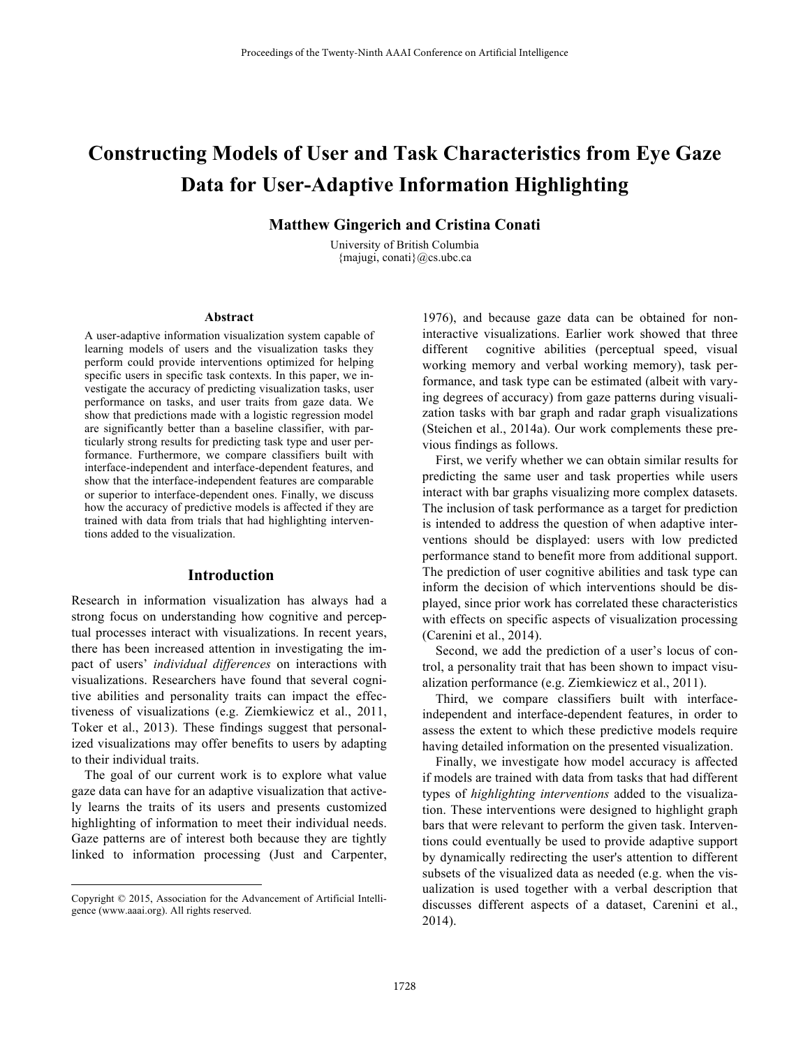# Constructing Models of User and Task Characteristics from Eye Gaze Data for User-Adaptive Information Highlighting

**Matthew Gingerich and Cristina Conati**

University of British Columbia
{majugi, conati}@cs.ubc.ca

## Abstract

A user-adaptive information visualization system capable of learning models of users and the visualization tasks they perform could provide interventions optimized for helping specific users in specific task contexts. In this paper, we investigate the accuracy of predicting visualization tasks, user performance on tasks, and user traits from gaze data. We show that predictions made with a logistic regression model are significantly better than a baseline classifier, with particularly strong results for predicting task type and user performance. Furthermore, we compare classifiers built with interface-independent and interface-dependent features, and show that the interface-independent features are comparable or superior to interface-dependent ones. Finally, we discuss how the accuracy of predictive models is affected if they are trained with data from trials that had highlighting interventions added to the visualization.

## Introduction

Research in information visualization has always had a strong focus on understanding how cognitive and perceptual processes interact with visualizations. In recent years, there has been increased attention in investigating the impact of users' *individual differences* on interactions with visualizations. Researchers have found that several cognitive abilities and personality traits can impact the effectiveness of visualizations (e.g. Ziemkiewicz et al., 2011, Toker et al., 2013). These findings suggest that personalized visualizations may offer benefits to users by adapting to their individual traits.

The goal of our current work is to explore what value gaze data can have for an adaptive visualization that actively learns the traits of its users and presents customized highlighting of information to meet their individual needs. Gaze patterns are of interest both because they are tightly linked to information processing (Just and Carpenter, 1976), and because gaze data can be obtained for non-interactive visualizations. Earlier work showed that three different cognitive abilities (perceptual speed, visual working memory and verbal working memory), task performance, and task type can be estimated (albeit with varying degrees of accuracy) from gaze patterns during visualization tasks with bar graph and radar graph visualizations (Steichen et al., 2014a). Our work complements these previous findings as follows.

First, we verify whether we can obtain similar results for predicting the same user and task properties while users interact with bar graphs visualizing more complex datasets. The inclusion of task performance as a target for prediction is intended to address the question of when adaptive interventions should be displayed: users with low predicted performance stand to benefit more from additional support. The prediction of user cognitive abilities and task type can inform the decision of which interventions should be displayed, since prior work has correlated these characteristics with effects on specific aspects of visualization processing (Carenini et al., 2014).

Second, we add the prediction of a user's locus of control, a personality trait that has been shown to impact visualization performance (e.g. Ziemkiewicz et al., 2011).

Third, we compare classifiers built with interface-independent and interface-dependent features, in order to assess the extent to which these predictive models require having detailed information on the presented visualization.

Finally, we investigate how model accuracy is affected if models are trained with data from tasks that had different types of *highlighting interventions* added to the visualization. These interventions were designed to highlight graph bars that were relevant to perform the given task. Interventions could eventually be used to provide adaptive support by dynamically redirecting the user's attention to different subsets of the visualized data as needed (e.g. when the visualization is used together with a verbal description that discusses different aspects of a dataset, Carenini et al., 2014).

Copyright © 2015, Association for the Advancement of Artificial Intelligence (www.aaai.org). All rights reserved.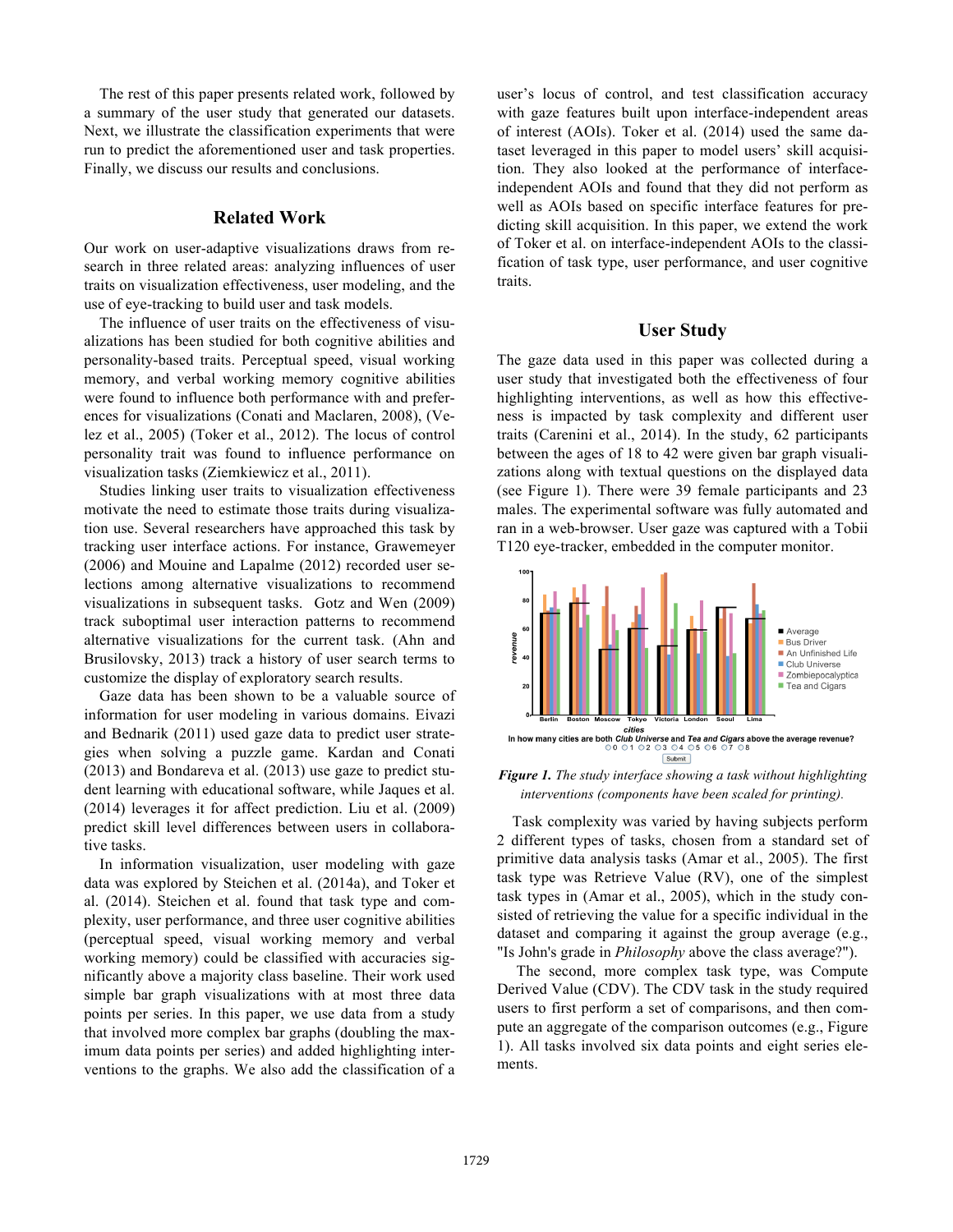The rest of this paper presents related work, followed by a summary of the user study that generated our datasets. Next, we illustrate the classification experiments that were run to predict the aforementioned user and task properties. Finally, we discuss our results and conclusions.

## Related Work

Our work on user-adaptive visualizations draws from research in three related areas: analyzing influences of user traits on visualization effectiveness, user modeling, and the use of eye-tracking to build user and task models.

The influence of user traits on the effectiveness of visualizations has been studied for both cognitive abilities and personality-based traits. Perceptual speed, visual working memory, and verbal working memory cognitive abilities were found to influence both performance with and preferences for visualizations (Conati and Maclaren, 2008), (Velez et al., 2005) (Toker et al., 2012). The locus of control personality trait was found to influence performance on visualization tasks (Ziemkiewicz et al., 2011).

Studies linking user traits to visualization effectiveness motivate the need to estimate those traits during visualization use. Several researchers have approached this task by tracking user interface actions. For instance, Grawemeyer (2006) and Mouine and Lapalme (2012) recorded user selections among alternative visualizations to recommend visualizations in subsequent tasks. Gotz and Wen (2009) track suboptimal user interaction patterns to recommend alternative visualizations for the current task. (Ahn and Brusilovsky, 2013) track a history of user search terms to customize the display of exploratory search results.

Gaze data has been shown to be a valuable source of information for user modeling in various domains. Eivazi and Bednarik (2011) used gaze data to predict user strategies when solving a puzzle game. Kardan and Conati (2013) and Bondareva et al. (2013) use gaze to predict student learning with educational software, while Jaques et al. (2014) leverages it for affect prediction. Liu et al. (2009) predict skill level differences between users in collaborative tasks.

In information visualization, user modeling with gaze data was explored by Steichen et al. (2014a), and Toker et al. (2014). Steichen et al. found that task type and complexity, user performance, and three user cognitive abilities (perceptual speed, visual working memory and verbal working memory) could be classified with accuracies significantly above a majority class baseline. Their work used simple bar graph visualizations with at most three data points per series. In this paper, we use data from a study that involved more complex bar graphs (doubling the maximum data points per series) and added highlighting interventions to the graphs. We also add the classification of a user's locus of control, and test classification accuracy with gaze features built upon interface-independent areas of interest (AOIs). Toker et al. (2014) used the same dataset leveraged in this paper to model users' skill acquisition. They also looked at the performance of interface-independent AOIs and found that they did not perform as well as AOIs based on specific interface features for predicting skill acquisition. In this paper, we extend the work of Toker et al. on interface-independent AOIs to the classification of task type, user performance, and user cognitive traits.

## User Study

The gaze data used in this paper was collected during a user study that investigated both the effectiveness of four highlighting interventions, as well as how this effectiveness is impacted by task complexity and different user traits (Carenini et al., 2014). In the study, 62 participants between the ages of 18 to 42 were given bar graph visualizations along with textual questions on the displayed data (see Figure 1). There were 39 female participants and 23 males. The experimental software was fully automated and ran in a web-browser. User gaze was captured with a Tobii T120 eye-tracker, embedded in the computer monitor.

***Figure 1.*** *The study interface showing a task without highlighting interventions (components have been scaled for printing).*

Task complexity was varied by having subjects perform 2 different types of tasks, chosen from a standard set of primitive data analysis tasks (Amar et al., 2005). The first task type was Retrieve Value (RV), one of the simplest task types in (Amar et al., 2005), which in the study consisted of retrieving the value for a specific individual in the dataset and comparing it against the group average (e.g., "Is John's grade in *Philosophy* above the class average?").

The second, more complex task type, was Compute Derived Value (CDV). The CDV task in the study required users to first perform a set of comparisons, and then compute an aggregate of the comparison outcomes (e.g., Figure 1). All tasks involved six data points and eight series elements.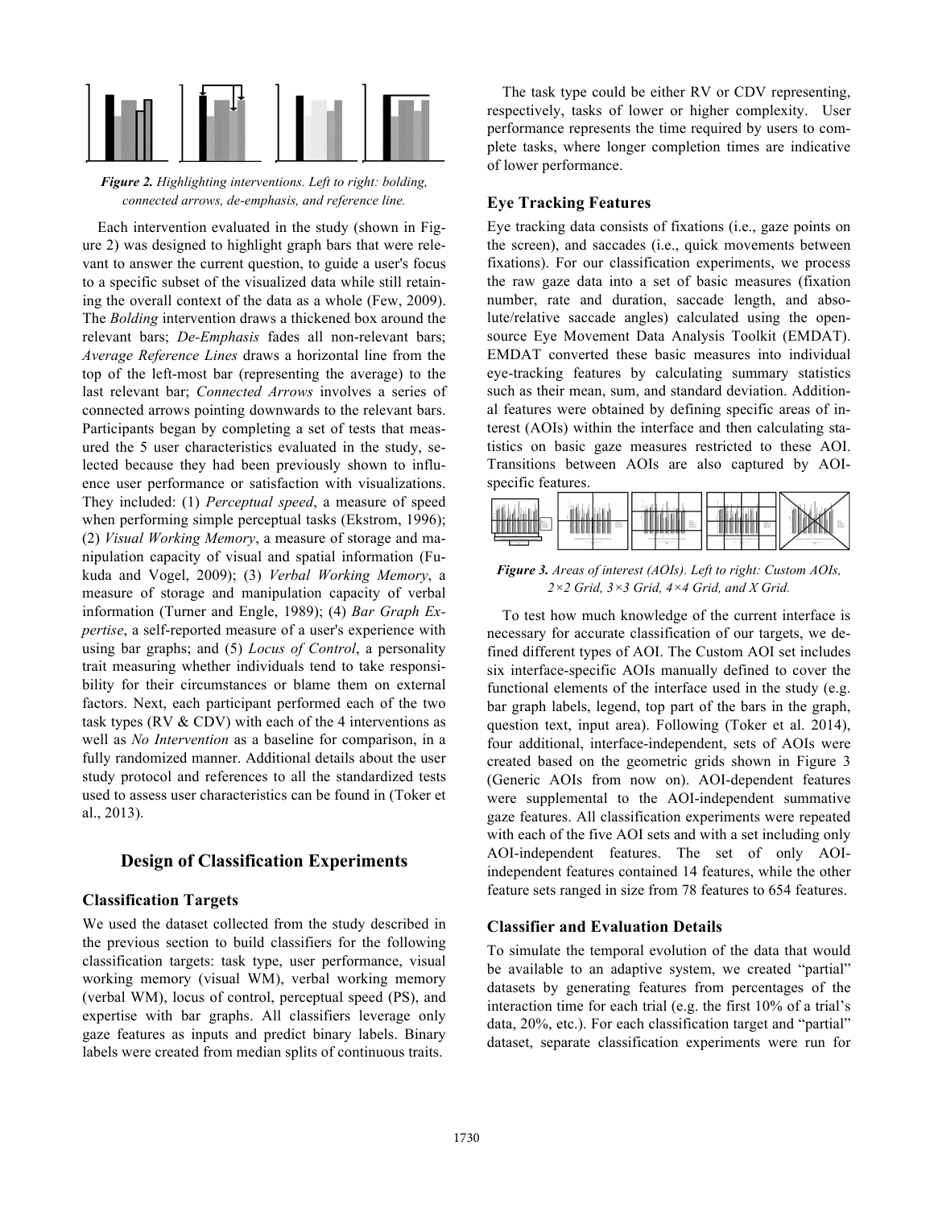*Figure 2. Highlighting interventions. Left to right: bolding, connected arrows, de-emphasis, and reference line.*

Each intervention evaluated in the study (shown in Figure 2) was designed to highlight graph bars that were relevant to answer the current question, to guide a user's focus to a specific subset of the visualized data while still retaining the overall context of the data as a whole (Few, 2009). The *Bolding* intervention draws a thickened box around the relevant bars; *De-Emphasis* fades all non-relevant bars; *Average Reference Lines* draws a horizontal line from the top of the left-most bar (representing the average) to the last relevant bar; *Connected Arrows* involves a series of connected arrows pointing downwards to the relevant bars. Participants began by completing a set of tests that measured the 5 user characteristics evaluated in the study, selected because they had been previously shown to influence user performance or satisfaction with visualizations. They included: (1) *Perceptual speed*, a measure of speed when performing simple perceptual tasks (Ekstrom, 1996); (2) *Visual Working Memory*, a measure of storage and manipulation capacity of visual and spatial information (Fukuda and Vogel, 2009); (3) *Verbal Working Memory*, a measure of storage and manipulation capacity of verbal information (Turner and Engle, 1989); (4) *Bar Graph Expertise*, a self-reported measure of a user's experience with using bar graphs; and (5) *Locus of Control*, a personality trait measuring whether individuals tend to take responsibility for their circumstances or blame them on external factors. Next, each participant performed each of the two task types (RV & CDV) with each of the 4 interventions as well as *No Intervention* as a baseline for comparison, in a fully randomized manner. Additional details about the user study protocol and references to all the standardized tests used to assess user characteristics can be found in (Toker et al., 2013).

## Design of Classification Experiments

### Classification Targets

We used the dataset collected from the study described in the previous section to build classifiers for the following classification targets: task type, user performance, visual working memory (visual WM), verbal working memory (verbal WM), locus of control, perceptual speed (PS), and expertise with bar graphs. All classifiers leverage only gaze features as inputs and predict binary labels. Binary labels were created from median splits of continuous traits.

The task type could be either RV or CDV representing, respectively, tasks of lower or higher complexity. User performance represents the time required by users to complete tasks, where longer completion times are indicative of lower performance.

### Eye Tracking Features

Eye tracking data consists of fixations (i.e., gaze points on the screen), and saccades (i.e., quick movements between fixations). For our classification experiments, we process the raw gaze data into a set of basic measures (fixation number, rate and duration, saccade length, and absolute/relative saccade angles) calculated using the open-source Eye Movement Data Analysis Toolkit (EMDAT). EMDAT converted these basic measures into individual eye-tracking features by calculating summary statistics such as their mean, sum, and standard deviation. Additional features were obtained by defining specific areas of interest (AOIs) within the interface and then calculating statistics on basic gaze measures restricted to these AOI. Transitions between AOIs are also captured by AOI-specific features.

*Figure 3. Areas of interest (AOIs). Left to right: Custom AOIs, 2×2 Grid, 3×3 Grid, 4×4 Grid, and X Grid.*

To test how much knowledge of the current interface is necessary for accurate classification of our targets, we defined different types of AOI. The Custom AOI set includes six interface-specific AOIs manually defined to cover the functional elements of the interface used in the study (e.g. bar graph labels, legend, top part of the bars in the graph, question text, input area). Following (Toker et al. 2014), four additional, interface-independent, sets of AOIs were created based on the geometric grids shown in Figure 3 (Generic AOIs from now on). AOI-dependent features were supplemental to the AOI-independent summative gaze features. All classification experiments were repeated with each of the five AOI sets and with a set including only AOI-independent features. The set of only AOI-independent features contained 14 features, while the other feature sets ranged in size from 78 features to 654 features.

### Classifier and Evaluation Details

To simulate the temporal evolution of the data that would be available to an adaptive system, we created "partial" datasets by generating features from percentages of the interaction time for each trial (e.g. the first 10% of a trial's data, 20%, etc.). For each classification target and "partial" dataset, separate classification experiments were run for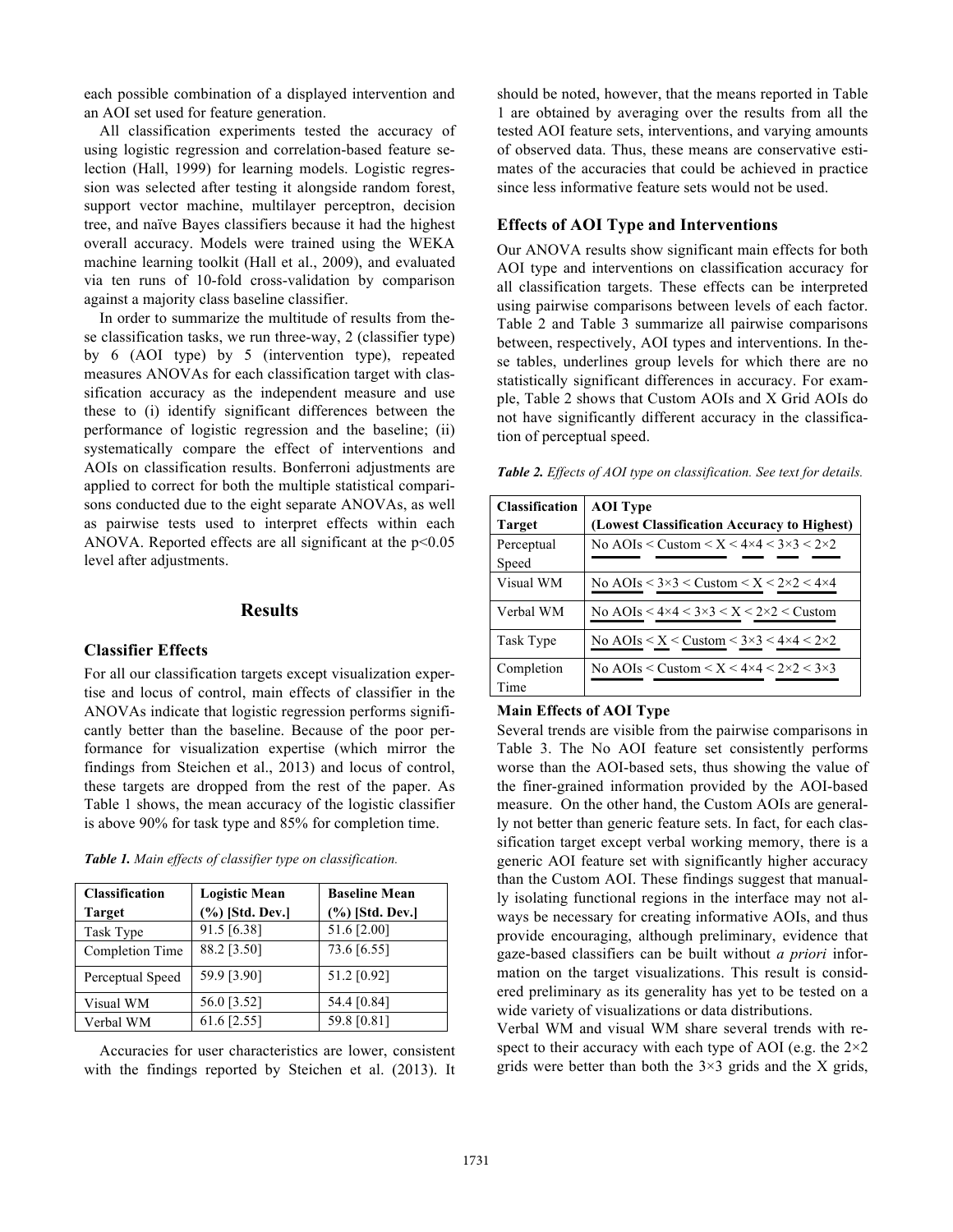each possible combination of a displayed intervention and an AOI set used for feature generation.

All classification experiments tested the accuracy of using logistic regression and correlation-based feature selection (Hall, 1999) for learning models. Logistic regression was selected after testing it alongside random forest, support vector machine, multilayer perceptron, decision tree, and naïve Bayes classifiers because it had the highest overall accuracy. Models were trained using the WEKA machine learning toolkit (Hall et al., 2009), and evaluated via ten runs of 10-fold cross-validation by comparison against a majority class baseline classifier.

In order to summarize the multitude of results from these classification tasks, we run three-way, 2 (classifier type) by 6 (AOI type) by 5 (intervention type), repeated measures ANOVAs for each classification target with classification accuracy as the independent measure and use these to (i) identify significant differences between the performance of logistic regression and the baseline; (ii) systematically compare the effect of interventions and AOIs on classification results. Bonferroni adjustments are applied to correct for both the multiple statistical comparisons conducted due to the eight separate ANOVAs, as well as pairwise tests used to interpret effects within each ANOVA. Reported effects are all significant at the $p<0.05$ level after adjustments.

## Results

### Classifier Effects

For all our classification targets except visualization expertise and locus of control, main effects of classifier in the ANOVAs indicate that logistic regression performs significantly better than the baseline. Because of the poor performance for visualization expertise (which mirror the findings from Steichen et al., 2013) and locus of control, these targets are dropped from the rest of the paper. As Table 1 shows, the mean accuracy of the logistic classifier is above 90% for task type and 85% for completion time.

***Table 1.*** *Main effects of classifier type on classification.*

| Classification Target | Logistic Mean (%) [Std. Dev.] | Baseline Mean (%) [Std. Dev.] |
|---|---|---|
| Task Type | 91.5 [6.38] | 51.6 [2.00] |
| Completion Time | 88.2 [3.50] | 73.6 [6.55] |
| Perceptual Speed | 59.9 [3.90] | 51.2 [0.92] |
| Visual WM | 56.0 [3.52] | 54.4 [0.84] |
| Verbal WM | 61.6 [2.55] | 59.8 [0.81] |

Accuracies for user characteristics are lower, consistent with the findings reported by Steichen et al. (2013). It should be noted, however, that the means reported in Table 1 are obtained by averaging over the results from all the tested AOI feature sets, interventions, and varying amounts of observed data. Thus, these means are conservative estimates of the accuracies that could be achieved in practice since less informative feature sets would not be used.

### Effects of AOI Type and Interventions

Our ANOVA results show significant main effects for both AOI type and interventions on classification accuracy for all classification targets. These effects can be interpreted using pairwise comparisons between levels of each factor. Table 2 and Table 3 summarize all pairwise comparisons between, respectively, AOI types and interventions. In these tables, underlines group levels for which there are no statistically significant differences in accuracy. For example, Table 2 shows that Custom AOIs and X Grid AOIs do not have significantly different accuracy in the classification of perceptual speed.

***Table 2.*** *Effects of AOI type on classification. See text for details.*

| Classification Target | AOI Type (Lowest Classification Accuracy to Highest) |
|---|---|
| Perceptual Speed | No AOIs < Custom < X < 4×4 < 3×3 < 2×2 |
| Visual WM | No AOIs < 3×3 < Custom < X < 2×2 < 4×4 |
| Verbal WM | No AOIs < 4×4 < 3×3 < X < 2×2 < Custom |
| Task Type | No AOIs < X < Custom < 3×3 < 4×4 < 2×2 |
| Completion Time | No AOIs < Custom < X < 4×4 < 2×2 < 3×3 |

#### Main Effects of AOI Type

Several trends are visible from the pairwise comparisons in Table 3. The No AOI feature set consistently performs worse than the AOI-based sets, thus showing the value of the finer-grained information provided by the AOI-based measure. On the other hand, the Custom AOIs are generally not better than generic feature sets. In fact, for each classification target except verbal working memory, there is a generic AOI feature set with significantly higher accuracy than the Custom AOI. These findings suggest that manually isolating functional regions in the interface may not always be necessary for creating informative AOIs, and thus provide encouraging, although preliminary, evidence that gaze-based classifiers can be built without *a priori* information on the target visualizations. This result is considered preliminary as its generality has yet to be tested on a wide variety of visualizations or data distributions.

Verbal WM and visual WM share several trends with respect to their accuracy with each type of AOI (e.g. the 2×2 grids were better than both the 3×3 grids and the X grids,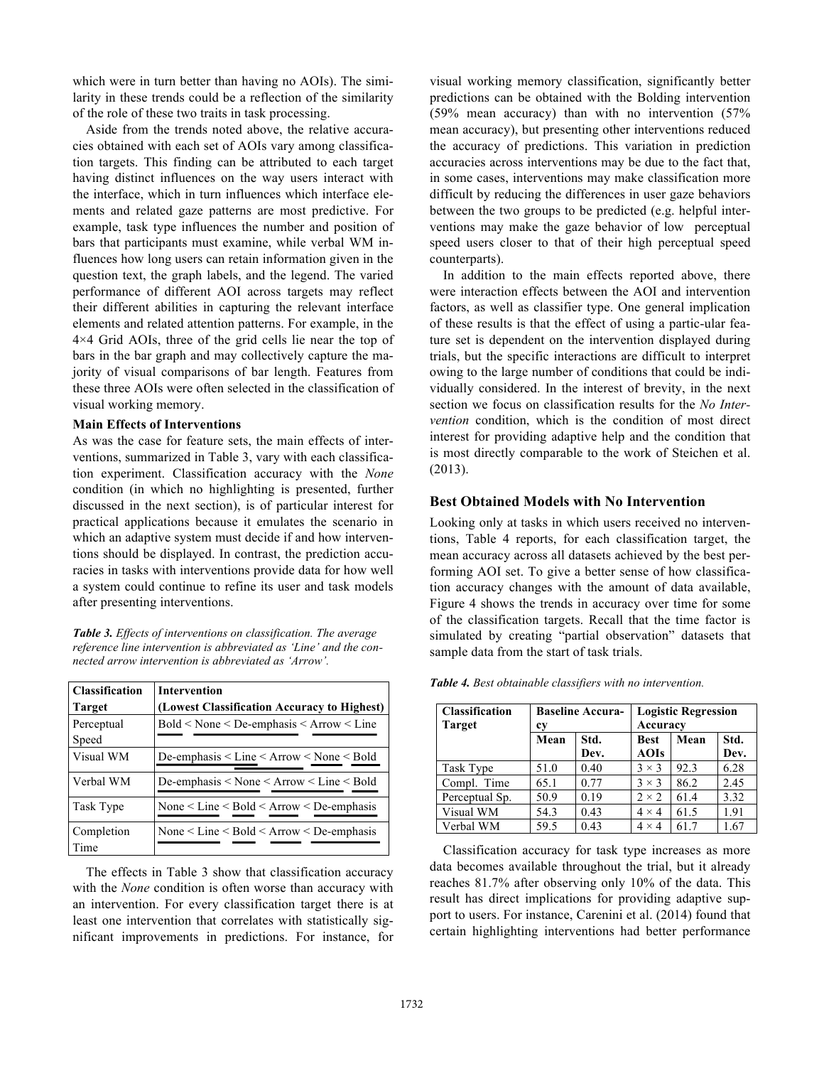which were in turn better than having no AOIs). The similarity in these trends could be a reflection of the similarity of the role of these two traits in task processing.

Aside from the trends noted above, the relative accuracies obtained with each set of AOIs vary among classification targets. This finding can be attributed to each target having distinct influences on the way users interact with the interface, which in turn influences which interface elements and related gaze patterns are most predictive. For example, task type influences the number and position of bars that participants must examine, while verbal WM influences how long users can retain information given in the question text, the graph labels, and the legend. The varied performance of different AOI across targets may reflect their different abilities in capturing the relevant interface elements and related attention patterns. For example, in the 4×4 Grid AOIs, three of the grid cells lie near the top of bars in the bar graph and may collectively capture the majority of visual comparisons of bar length. Features from these three AOIs were often selected in the classification of visual working memory.

**Main Effects of Interventions**

As was the case for feature sets, the main effects of interventions, summarized in Table 3, vary with each classification experiment. Classification accuracy with the *None* condition (in which no highlighting is presented, further discussed in the next section), is of particular interest for practical applications because it emulates the scenario in which an adaptive system must decide if and how interventions should be displayed. In contrast, the prediction accuracies in tasks with interventions provide data for how well a system could continue to refine its user and task models after presenting interventions.

***Table 3.*** *Effects of interventions on classification. The average reference line intervention is abbreviated as 'Line' and the connected arrow intervention is abbreviated as 'Arrow'.*

| Classification Target | Intervention (Lowest Classification Accuracy to Highest) |
|---|---|
| Perceptual Speed | Bold < None < De-emphasis < Arrow < Line |
| Visual WM | De-emphasis < Line < Arrow < None < Bold |
| Verbal WM | De-emphasis < None < Arrow < Line < Bold |
| Task Type | None < Line < Bold < Arrow < De-emphasis |
| Completion Time | None < Line < Bold < Arrow < De-emphasis |

The effects in Table 3 show that classification accuracy with the *None* condition is often worse than accuracy with an intervention. For every classification target there is at least one intervention that correlates with statistically significant improvements in predictions. For instance, for visual working memory classification, significantly better predictions can be obtained with the Bolding intervention (59% mean accuracy) than with no intervention (57% mean accuracy), but presenting other interventions reduced the accuracy of predictions. This variation in prediction accuracies across interventions may be due to the fact that, in some cases, interventions may make classification more difficult by reducing the differences in user gaze behaviors between the two groups to be predicted (e.g. helpful interventions may make the gaze behavior of low perceptual speed users closer to that of their high perceptual speed counterparts).

In addition to the main effects reported above, there were interaction effects between the AOI and intervention factors, as well as classifier type. One general implication of these results is that the effect of using a partic-ular feature set is dependent on the intervention displayed during trials, but the specific interactions are difficult to interpret owing to the large number of conditions that could be individually considered. In the interest of brevity, in the next section we focus on classification results for the *No Intervention* condition, which is the condition of most direct interest for providing adaptive help and the condition that is most directly comparable to the work of Steichen et al. (2013).

## Best Obtained Models with No Intervention

Looking only at tasks in which users received no interventions, Table 4 reports, for each classification target, the mean accuracy across all datasets achieved by the best performing AOI set. To give a better sense of how classification accuracy changes with the amount of data available, Figure 4 shows the trends in accuracy over time for some of the classification targets. Recall that the time factor is simulated by creating "partial observation" datasets that sample data from the start of task trials.

***Table 4.*** *Best obtainable classifiers with no intervention.*

| Classification Target | Baseline Accuracy | | Logistic Regression Accuracy | | |
|---|---|---|---|---|---|
| | Mean | Std. Dev. | Best AOIs | Mean | Std. Dev. |
| Task Type | 51.0 | 0.40 | 3 × 3 | 92.3 | 6.28 |
| Compl. Time | 65.1 | 0.77 | 3 × 3 | 86.2 | 2.45 |
| Perceptual Sp. | 50.9 | 0.19 | 2 × 2 | 61.4 | 3.32 |
| Visual WM | 54.3 | 0.43 | 4 × 4 | 61.5 | 1.91 |
| Verbal WM | 59.5 | 0.43 | 4 × 4 | 61.7 | 1.67 |

Classification accuracy for task type increases as more data becomes available throughout the trial, but it already reaches 81.7% after observing only 10% of the data. This result has direct implications for providing adaptive support to users. For instance, Carenini et al. (2014) found that certain highlighting interventions had better performance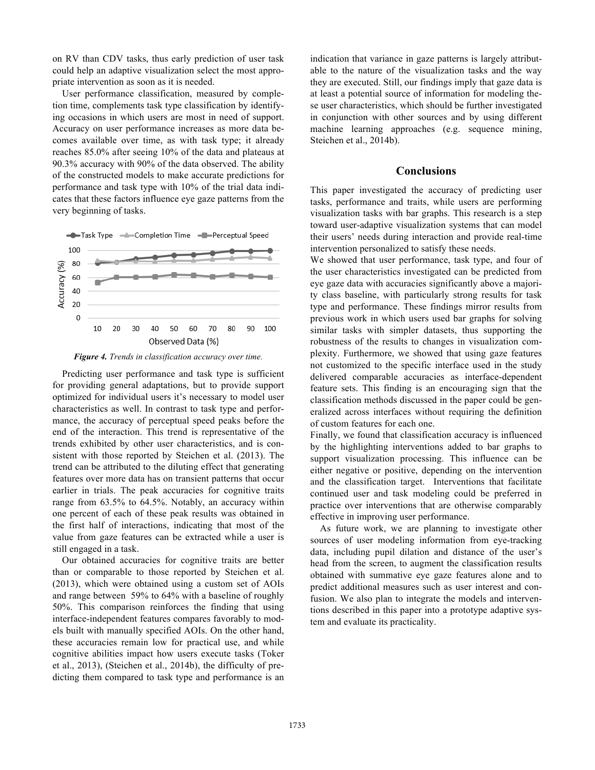on RV than CDV tasks, thus early prediction of user task could help an adaptive visualization select the most appropriate intervention as soon as it is needed.

User performance classification, measured by completion time, complements task type classification by identifying occasions in which users are most in need of support. Accuracy on user performance increases as more data becomes available over time, as with task type; it already reaches 85.0% after seeing 10% of the data and plateaus at 90.3% accuracy with 90% of the data observed. The ability of the constructed models to make accurate predictions for performance and task type with 10% of the trial data indicates that these factors influence eye gaze patterns from the very beginning of tasks.

*Figure 4. Trends in classification accuracy over time.*

Predicting user performance and task type is sufficient for providing general adaptations, but to provide support optimized for individual users it's necessary to model user characteristics as well. In contrast to task type and performance, the accuracy of perceptual speed peaks before the end of the interaction. This trend is representative of the trends exhibited by other user characteristics, and is consistent with those reported by Steichen et al. (2013). The trend can be attributed to the diluting effect that generating features over more data has on transient patterns that occur earlier in trials. The peak accuracies for cognitive traits range from 63.5% to 64.5%. Notably, an accuracy within one percent of each of these peak results was obtained in the first half of interactions, indicating that most of the value from gaze features can be extracted while a user is still engaged in a task.

Our obtained accuracies for cognitive traits are better than or comparable to those reported by Steichen et al. (2013), which were obtained using a custom set of AOIs and range between 59% to 64% with a baseline of roughly 50%. This comparison reinforces the finding that using interface-independent features compares favorably to models built with manually specified AOIs. On the other hand, these accuracies remain low for practical use, and while cognitive abilities impact how users execute tasks (Toker et al., 2013), (Steichen et al., 2014b), the difficulty of predicting them compared to task type and performance is an indication that variance in gaze patterns is largely attributable to the nature of the visualization tasks and the way they are executed. Still, our findings imply that gaze data is at least a potential source of information for modeling these user characteristics, which should be further investigated in conjunction with other sources and by using different machine learning approaches (e.g. sequence mining, Steichen et al., 2014b).

## Conclusions

This paper investigated the accuracy of predicting user tasks, performance and traits, while users are performing visualization tasks with bar graphs. This research is a step toward user-adaptive visualization systems that can model their users' needs during interaction and provide real-time intervention personalized to satisfy these needs.

We showed that user performance, task type, and four of the user characteristics investigated can be predicted from eye gaze data with accuracies significantly above a majority class baseline, with particularly strong results for task type and performance. These findings mirror results from previous work in which users used bar graphs for solving similar tasks with simpler datasets, thus supporting the robustness of the results to changes in visualization complexity. Furthermore, we showed that using gaze features not customized to the specific interface used in the study delivered comparable accuracies as interface-dependent feature sets. This finding is an encouraging sign that the classification methods discussed in the paper could be generalized across interfaces without requiring the definition of custom features for each one.

Finally, we found that classification accuracy is influenced by the highlighting interventions added to bar graphs to support visualization processing. This influence can be either negative or positive, depending on the intervention and the classification target. Interventions that facilitate continued user and task modeling could be preferred in practice over interventions that are otherwise comparably effective in improving user performance.

As future work, we are planning to investigate other sources of user modeling information from eye-tracking data, including pupil dilation and distance of the user's head from the screen, to augment the classification results obtained with summative eye gaze features alone and to predict additional measures such as user interest and confusion. We also plan to integrate the models and interventions described in this paper into a prototype adaptive system and evaluate its practicality.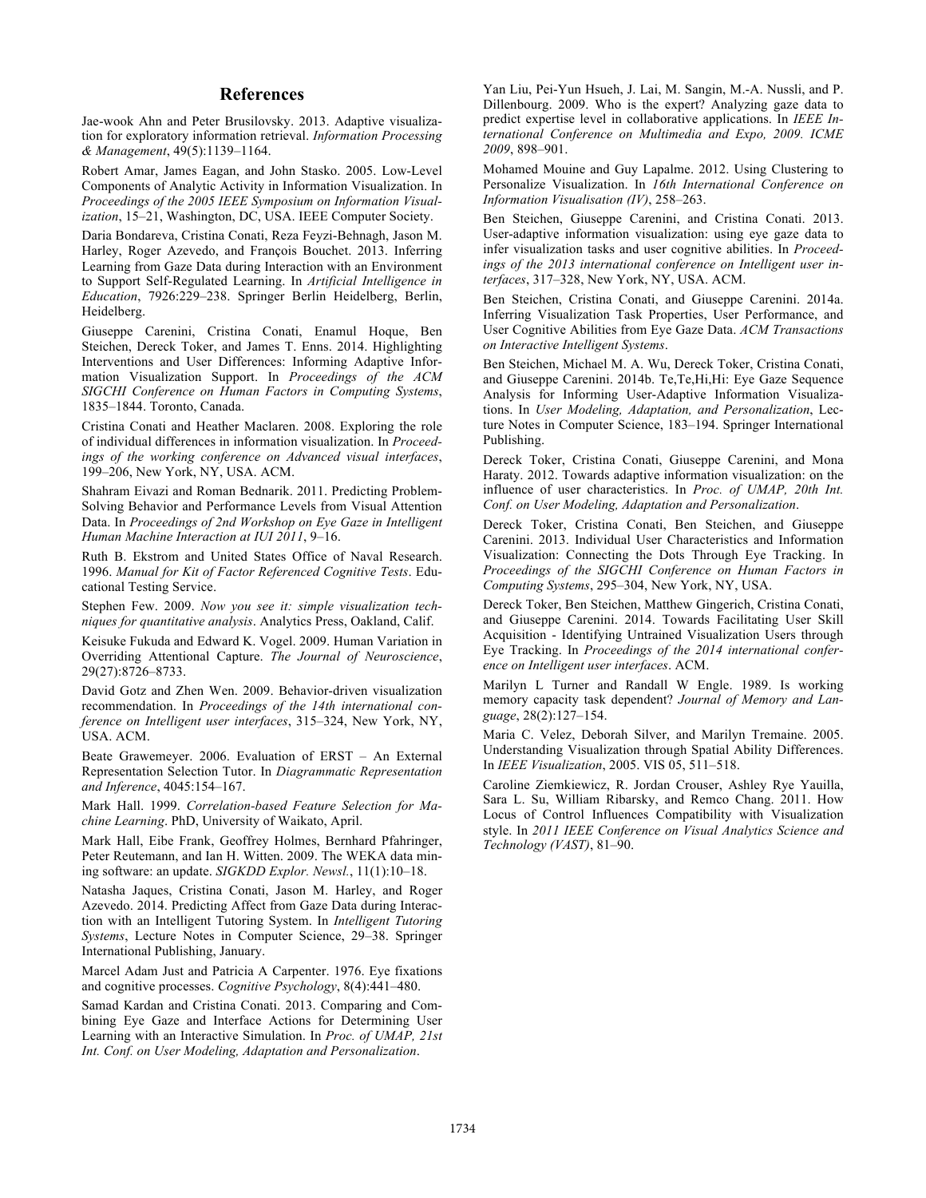## References

Jae-wook Ahn and Peter Brusilovsky. 2013. Adaptive visualization for exploratory information retrieval. *Information Processing & Management*, 49(5):1139–1164.

Robert Amar, James Eagan, and John Stasko. 2005. Low-Level Components of Analytic Activity in Information Visualization. In *Proceedings of the 2005 IEEE Symposium on Information Visualization*, 15–21, Washington, DC, USA. IEEE Computer Society.

Daria Bondareva, Cristina Conati, Reza Feyzi-Behnagh, Jason M. Harley, Roger Azevedo, and François Bouchet. 2013. Inferring Learning from Gaze Data during Interaction with an Environment to Support Self-Regulated Learning. In *Artificial Intelligence in Education*, 7926:229–238. Springer Berlin Heidelberg, Berlin, Heidelberg.

Giuseppe Carenini, Cristina Conati, Enamul Hoque, Ben Steichen, Dereck Toker, and James T. Enns. 2014. Highlighting Interventions and User Differences: Informing Adaptive Information Visualization Support. In *Proceedings of the ACM SIGCHI Conference on Human Factors in Computing Systems*, 1835–1844. Toronto, Canada.

Cristina Conati and Heather Maclaren. 2008. Exploring the role of individual differences in information visualization. In *Proceedings of the working conference on Advanced visual interfaces*, 199–206, New York, NY, USA. ACM.

Shahram Eivazi and Roman Bednarik. 2011. Predicting Problem-Solving Behavior and Performance Levels from Visual Attention Data. In *Proceedings of 2nd Workshop on Eye Gaze in Intelligent Human Machine Interaction at IUI 2011*, 9–16.

Ruth B. Ekstrom and United States Office of Naval Research. 1996. *Manual for Kit of Factor Referenced Cognitive Tests*. Educational Testing Service.

Stephen Few. 2009. *Now you see it: simple visualization techniques for quantitative analysis*. Analytics Press, Oakland, Calif.

Keisuke Fukuda and Edward K. Vogel. 2009. Human Variation in Overriding Attentional Capture. *The Journal of Neuroscience*, 29(27):8726–8733.

David Gotz and Zhen Wen. 2009. Behavior-driven visualization recommendation. In *Proceedings of the 14th international conference on Intelligent user interfaces*, 315–324, New York, NY, USA. ACM.

Beate Grawemeyer. 2006. Evaluation of ERST – An External Representation Selection Tutor. In *Diagrammatic Representation and Inference*, 4045:154–167.

Mark Hall. 1999. *Correlation-based Feature Selection for Machine Learning*. PhD, University of Waikato, April.

Mark Hall, Eibe Frank, Geoffrey Holmes, Bernhard Pfahringer, Peter Reutemann, and Ian H. Witten. 2009. The WEKA data mining software: an update. *SIGKDD Explor. Newsl.*, 11(1):10–18.

Natasha Jaques, Cristina Conati, Jason M. Harley, and Roger Azevedo. 2014. Predicting Affect from Gaze Data during Interaction with an Intelligent Tutoring System. In *Intelligent Tutoring Systems*, Lecture Notes in Computer Science, 29–38. Springer International Publishing, January.

Marcel Adam Just and Patricia A Carpenter. 1976. Eye fixations and cognitive processes. *Cognitive Psychology*, 8(4):441–480.

Samad Kardan and Cristina Conati. 2013. Comparing and Combining Eye Gaze and Interface Actions for Determining User Learning with an Interactive Simulation. In *Proc. of UMAP, 21st Int. Conf. on User Modeling, Adaptation and Personalization*.

Yan Liu, Pei-Yun Hsueh, J. Lai, M. Sangin, M.-A. Nussli, and P. Dillenbourg. 2009. Who is the expert? Analyzing gaze data to predict expertise level in collaborative applications. In *IEEE International Conference on Multimedia and Expo, 2009. ICME 2009*, 898–901.

Mohamed Mouine and Guy Lapalme. 2012. Using Clustering to Personalize Visualization. In *16th International Conference on Information Visualisation (IV)*, 258–263.

Ben Steichen, Giuseppe Carenini, and Cristina Conati. 2013. User-adaptive information visualization: using eye gaze data to infer visualization tasks and user cognitive abilities. In *Proceedings of the 2013 international conference on Intelligent user interfaces*, 317–328, New York, NY, USA. ACM.

Ben Steichen, Cristina Conati, and Giuseppe Carenini. 2014a. Inferring Visualization Task Properties, User Performance, and User Cognitive Abilities from Eye Gaze Data. *ACM Transactions on Interactive Intelligent Systems*.

Ben Steichen, Michael M. A. Wu, Dereck Toker, Cristina Conati, and Giuseppe Carenini. 2014b. Te,Te,Hi,Hi: Eye Gaze Sequence Analysis for Informing User-Adaptive Information Visualizations. In *User Modeling, Adaptation, and Personalization*, Lecture Notes in Computer Science, 183–194. Springer International Publishing.

Dereck Toker, Cristina Conati, Giuseppe Carenini, and Mona Haraty. 2012. Towards adaptive information visualization: on the influence of user characteristics. In *Proc. of UMAP, 20th Int. Conf. on User Modeling, Adaptation and Personalization*.

Dereck Toker, Cristina Conati, Ben Steichen, and Giuseppe Carenini. 2013. Individual User Characteristics and Information Visualization: Connecting the Dots Through Eye Tracking. In *Proceedings of the SIGCHI Conference on Human Factors in Computing Systems*, 295–304, New York, NY, USA.

Dereck Toker, Ben Steichen, Matthew Gingerich, Cristina Conati, and Giuseppe Carenini. 2014. Towards Facilitating User Skill Acquisition - Identifying Untrained Visualization Users through Eye Tracking. In *Proceedings of the 2014 international conference on Intelligent user interfaces*. ACM.

Marilyn L Turner and Randall W Engle. 1989. Is working memory capacity task dependent? *Journal of Memory and Language*, 28(2):127–154.

Maria C. Velez, Deborah Silver, and Marilyn Tremaine. 2005. Understanding Visualization through Spatial Ability Differences. In *IEEE Visualization*, 2005. VIS 05, 511–518.

Caroline Ziemkiewicz, R. Jordan Crouser, Ashley Rye Yauilla, Sara L. Su, William Ribarsky, and Remco Chang. 2011. How Locus of Control Influences Compatibility with Visualization style. In *2011 IEEE Conference on Visual Analytics Science and Technology (VAST)*, 81–90.